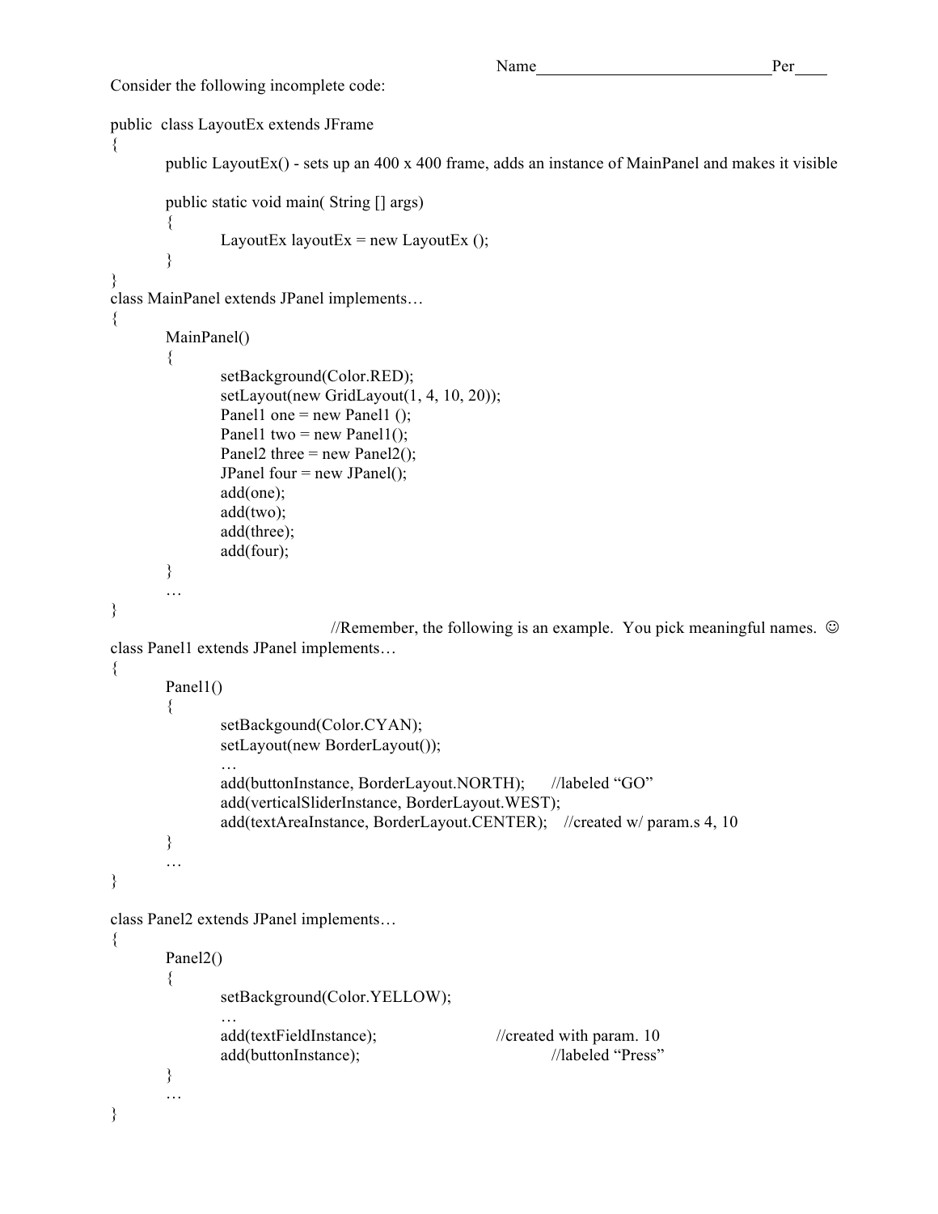Name____________________________Per____

Consider the following incomplete code:

```
public  class LayoutEx extends JFrame
{
        public LayoutEx() - sets up an 400 x 400 frame, adds an instance of MainPanel and makes it visible

        public static void main( String [] args)
        {
                LayoutEx layoutEx = new LayoutEx ();
        }
}
class MainPanel extends JPanel implements…
{
        MainPanel()
        {
                setBackground(Color.RED);
                setLayout(new GridLayout(1, 4, 10, 20));
                Panel1 one = new Panel1 ();
                Panel1 two = new Panel1();
                Panel2 three = new Panel2();
                JPanel four = new JPanel();
                add(one);
                add(two);
                add(three);
                add(four);
        }
        …
}
                                //Remember, the following is an example.  You pick meaningful names. ☺
class Panel1 extends JPanel implements…
{
        Panel1()
        {
                setBackgound(Color.CYAN);
                setLayout(new BorderLayout());
                …
                add(buttonInstance, BorderLayout.NORTH);      //labeled "GO"
                add(verticalSliderInstance, BorderLayout.WEST);
                add(textAreaInstance, BorderLayout.CENTER);    //created w/ param.s 4, 10
        }
        …
}

class Panel2 extends JPanel implements…
{
        Panel2()
        {
                setBackground(Color.YELLOW);
                …
                add(textFieldInstance);                //created with param. 10
                add(buttonInstance);                           //labeled "Press"
        }
        …
}
```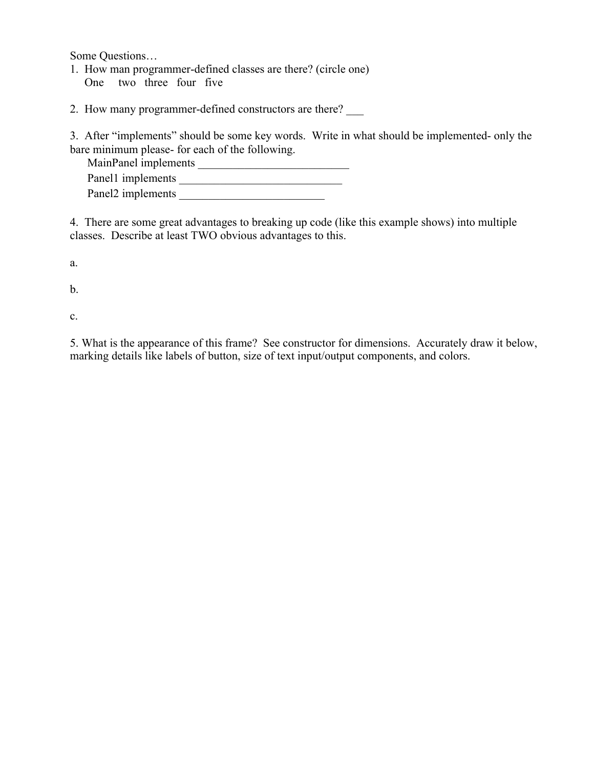Some Questions…

1. How man programmer-defined classes are there? (circle one)
   One    two   three   four   five

2. How many programmer-defined constructors are there? ___

3. After "implements" should be some key words. Write in what should be implemented- only the bare minimum please- for each of the following.
   MainPanel implements __________________________
   Panel1 implements ____________________________
   Panel2 implements _________________________

4. There are some great advantages to breaking up code (like this example shows) into multiple classes. Describe at least TWO obvious advantages to this.

a.

b.

c.

5. What is the appearance of this frame? See constructor for dimensions. Accurately draw it below, marking details like labels of button, size of text input/output components, and colors.